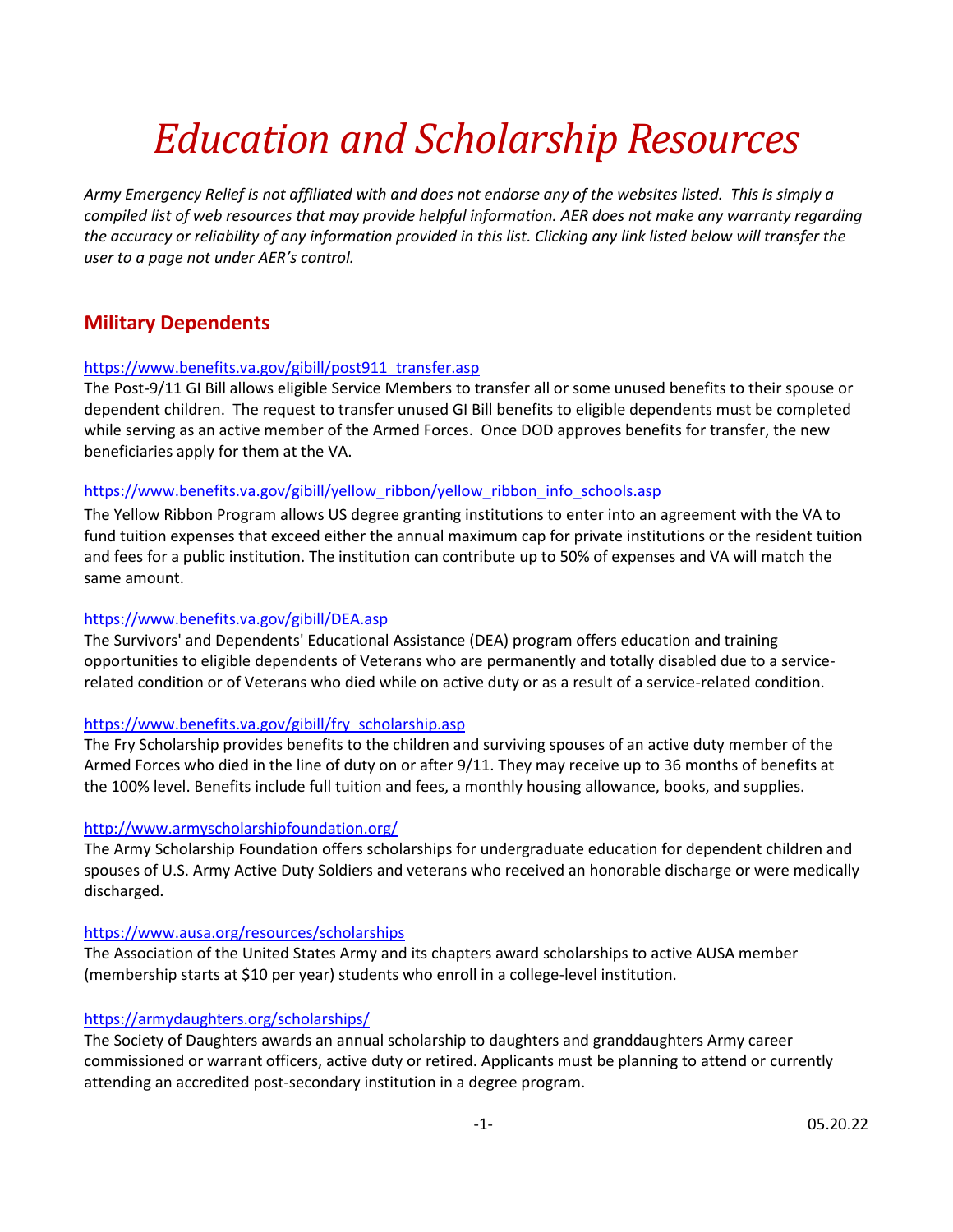# *Education and Scholarship Resources*

*Army Emergency Relief is not affiliated with and does not endorse any of the websites listed. This is simply a compiled list of web resources that may provide helpful information. AER does not make any warranty regarding the accuracy or reliability of any information provided in this list. Clicking any link listed below will transfer the user to a page not under AER's control.*

## Military Dependents

https://www.benefits.va.gov/gibill/post911_transfer.asp

The Post-9/11 GI Bill allows eligible Service Members to transfer all or some unused benefits to their spouse or dependent children. The request to transfer unused GI Bill benefits to eligible dependents must be completed while serving as an active member of the Armed Forces. Once DOD approves benefits for transfer, the new beneficiaries apply for them at the VA.

https://www.benefits.va.gov/gibill/yellow_ribbon/yellow_ribbon_info_schools.asp

The Yellow Ribbon Program allows US degree granting institutions to enter into an agreement with the VA to fund tuition expenses that exceed either the annual maximum cap for private institutions or the resident tuition and fees for a public institution. The institution can contribute up to 50% of expenses and VA will match the same amount.

https://www.benefits.va.gov/gibill/DEA.asp

The Survivors' and Dependents' Educational Assistance (DEA) program offers education and training opportunities to eligible dependents of Veterans who are permanently and totally disabled due to a service-related condition or of Veterans who died while on active duty or as a result of a service-related condition.

https://www.benefits.va.gov/gibill/fry_scholarship.asp

The Fry Scholarship provides benefits to the children and surviving spouses of an active duty member of the Armed Forces who died in the line of duty on or after 9/11. They may receive up to 36 months of benefits at the 100% level. Benefits include full tuition and fees, a monthly housing allowance, books, and supplies.

http://www.armyscholarshipfoundation.org/

The Army Scholarship Foundation offers scholarships for undergraduate education for dependent children and spouses of U.S. Army Active Duty Soldiers and veterans who received an honorable discharge or were medically discharged.

https://www.ausa.org/resources/scholarships

The Association of the United States Army and its chapters award scholarships to active AUSA member (membership starts at $10 per year) students who enroll in a college-level institution.

https://armydaughters.org/scholarships/

The Society of Daughters awards an annual scholarship to daughters and granddaughters Army career commissioned or warrant officers, active duty or retired. Applicants must be planning to attend or currently attending an accredited post-secondary institution in a degree program.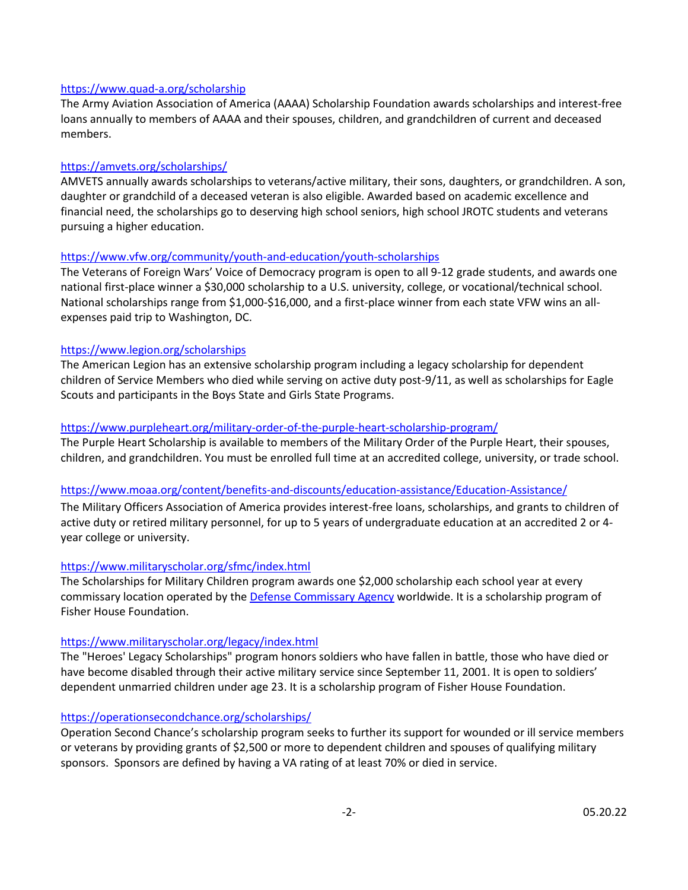https://www.quad-a.org/scholarship

The Army Aviation Association of America (AAAA) Scholarship Foundation awards scholarships and interest-free loans annually to members of AAAA and their spouses, children, and grandchildren of current and deceased members.

https://amvets.org/scholarships/

AMVETS annually awards scholarships to veterans/active military, their sons, daughters, or grandchildren. A son, daughter or grandchild of a deceased veteran is also eligible. Awarded based on academic excellence and financial need, the scholarships go to deserving high school seniors, high school JROTC students and veterans pursuing a higher education.

https://www.vfw.org/community/youth-and-education/youth-scholarships

The Veterans of Foreign Wars' Voice of Democracy program is open to all 9-12 grade students, and awards one national first-place winner a $30,000 scholarship to a U.S. university, college, or vocational/technical school. National scholarships range from $1,000-$16,000, and a first-place winner from each state VFW wins an all-expenses paid trip to Washington, DC.

https://www.legion.org/scholarships

The American Legion has an extensive scholarship program including a legacy scholarship for dependent children of Service Members who died while serving on active duty post-9/11, as well as scholarships for Eagle Scouts and participants in the Boys State and Girls State Programs.

https://www.purpleheart.org/military-order-of-the-purple-heart-scholarship-program/

The Purple Heart Scholarship is available to members of the Military Order of the Purple Heart, their spouses, children, and grandchildren. You must be enrolled full time at an accredited college, university, or trade school.

https://www.moaa.org/content/benefits-and-discounts/education-assistance/Education-Assistance/

The Military Officers Association of America provides interest-free loans, scholarships, and grants to children of active duty or retired military personnel, for up to 5 years of undergraduate education at an accredited 2 or 4-year college or university.

https://www.militaryscholar.org/sfmc/index.html

The Scholarships for Military Children program awards one $2,000 scholarship each school year at every commissary location operated by the Defense Commissary Agency worldwide. It is a scholarship program of Fisher House Foundation.

https://www.militaryscholar.org/legacy/index.html

The "Heroes' Legacy Scholarships" program honors soldiers who have fallen in battle, those who have died or have become disabled through their active military service since September 11, 2001. It is open to soldiers' dependent unmarried children under age 23. It is a scholarship program of Fisher House Foundation.

https://operationsecondchance.org/scholarships/

Operation Second Chance's scholarship program seeks to further its support for wounded or ill service members or veterans by providing grants of $2,500 or more to dependent children and spouses of qualifying military sponsors. Sponsors are defined by having a VA rating of at least 70% or died in service.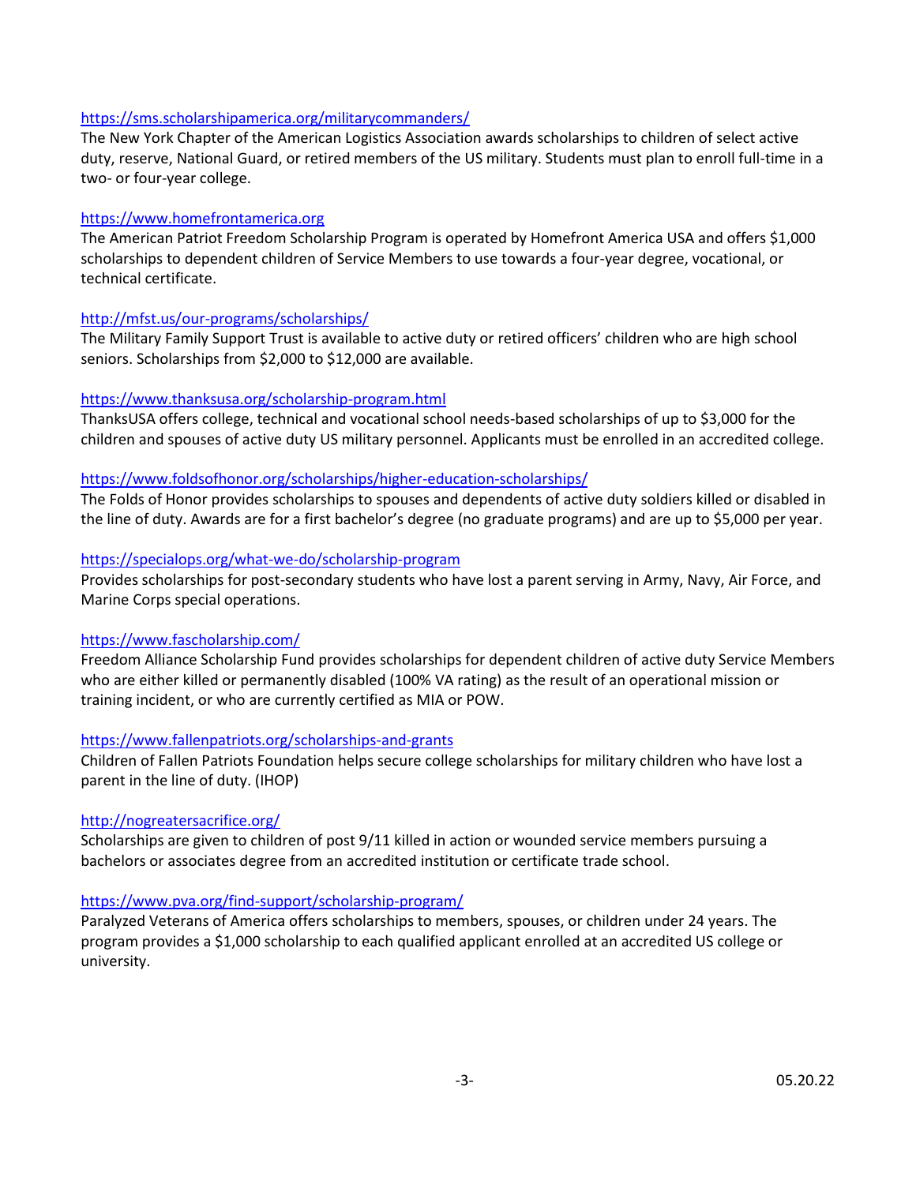https://sms.scholarshipamerica.org/militarycommanders/
The New York Chapter of the American Logistics Association awards scholarships to children of select active duty, reserve, National Guard, or retired members of the US military. Students must plan to enroll full-time in a two- or four-year college.

https://www.homefrontamerica.org
The American Patriot Freedom Scholarship Program is operated by Homefront America USA and offers $1,000 scholarships to dependent children of Service Members to use towards a four-year degree, vocational, or technical certificate.

http://mfst.us/our-programs/scholarships/
The Military Family Support Trust is available to active duty or retired officers' children who are high school seniors. Scholarships from $2,000 to $12,000 are available.

https://www.thanksusa.org/scholarship-program.html
ThanksUSA offers college, technical and vocational school needs-based scholarships of up to $3,000 for the children and spouses of active duty US military personnel. Applicants must be enrolled in an accredited college.

https://www.foldsofhonor.org/scholarships/higher-education-scholarships/
The Folds of Honor provides scholarships to spouses and dependents of active duty soldiers killed or disabled in the line of duty. Awards are for a first bachelor's degree (no graduate programs) and are up to $5,000 per year.

https://specialops.org/what-we-do/scholarship-program
Provides scholarships for post-secondary students who have lost a parent serving in Army, Navy, Air Force, and Marine Corps special operations.

https://www.fascholarship.com/
Freedom Alliance Scholarship Fund provides scholarships for dependent children of active duty Service Members who are either killed or permanently disabled (100% VA rating) as the result of an operational mission or training incident, or who are currently certified as MIA or POW.

https://www.fallenpatriots.org/scholarships-and-grants
Children of Fallen Patriots Foundation helps secure college scholarships for military children who have lost a parent in the line of duty. (IHOP)

http://nogreatersacrifice.org/
Scholarships are given to children of post 9/11 killed in action or wounded service members pursuing a bachelors or associates degree from an accredited institution or certificate trade school.

https://www.pva.org/find-support/scholarship-program/
Paralyzed Veterans of America offers scholarships to members, spouses, or children under 24 years. The program provides a $1,000 scholarship to each qualified applicant enrolled at an accredited US college or university.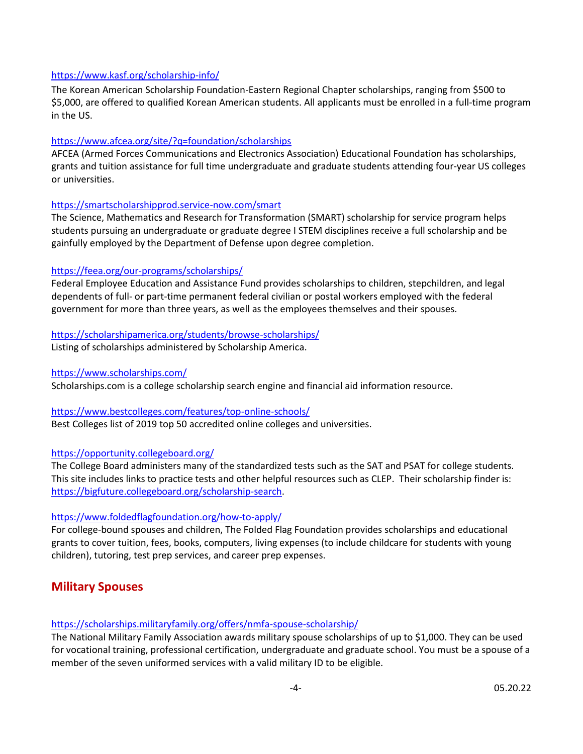https://www.kasf.org/scholarship-info/

The Korean American Scholarship Foundation-Eastern Regional Chapter scholarships, ranging from $500 to $5,000, are offered to qualified Korean American students. All applicants must be enrolled in a full-time program in the US.

https://www.afcea.org/site/?q=foundation/scholarships

AFCEA (Armed Forces Communications and Electronics Association) Educational Foundation has scholarships, grants and tuition assistance for full time undergraduate and graduate students attending four-year US colleges or universities.

https://smartscholarshipprod.service-now.com/smart

The Science, Mathematics and Research for Transformation (SMART) scholarship for service program helps students pursuing an undergraduate or graduate degree I STEM disciplines receive a full scholarship and be gainfully employed by the Department of Defense upon degree completion.

https://feea.org/our-programs/scholarships/

Federal Employee Education and Assistance Fund provides scholarships to children, stepchildren, and legal dependents of full- or part-time permanent federal civilian or postal workers employed with the federal government for more than three years, as well as the employees themselves and their spouses.

https://scholarshipamerica.org/students/browse-scholarships/

Listing of scholarships administered by Scholarship America.

https://www.scholarships.com/

Scholarships.com is a college scholarship search engine and financial aid information resource.

https://www.bestcolleges.com/features/top-online-schools/

Best Colleges list of 2019 top 50 accredited online colleges and universities.

https://opportunity.collegeboard.org/

The College Board administers many of the standardized tests such as the SAT and PSAT for college students. This site includes links to practice tests and other helpful resources such as CLEP. Their scholarship finder is: https://bigfuture.collegeboard.org/scholarship-search.

https://www.foldedflagfoundation.org/how-to-apply/

For college-bound spouses and children, The Folded Flag Foundation provides scholarships and educational grants to cover tuition, fees, books, computers, living expenses (to include childcare for students with young children), tutoring, test prep services, and career prep expenses.

## Military Spouses

https://scholarships.militaryfamily.org/offers/nmfa-spouse-scholarship/

The National Military Family Association awards military spouse scholarships of up to $1,000. They can be used for vocational training, professional certification, undergraduate and graduate school. You must be a spouse of a member of the seven uniformed services with a valid military ID to be eligible.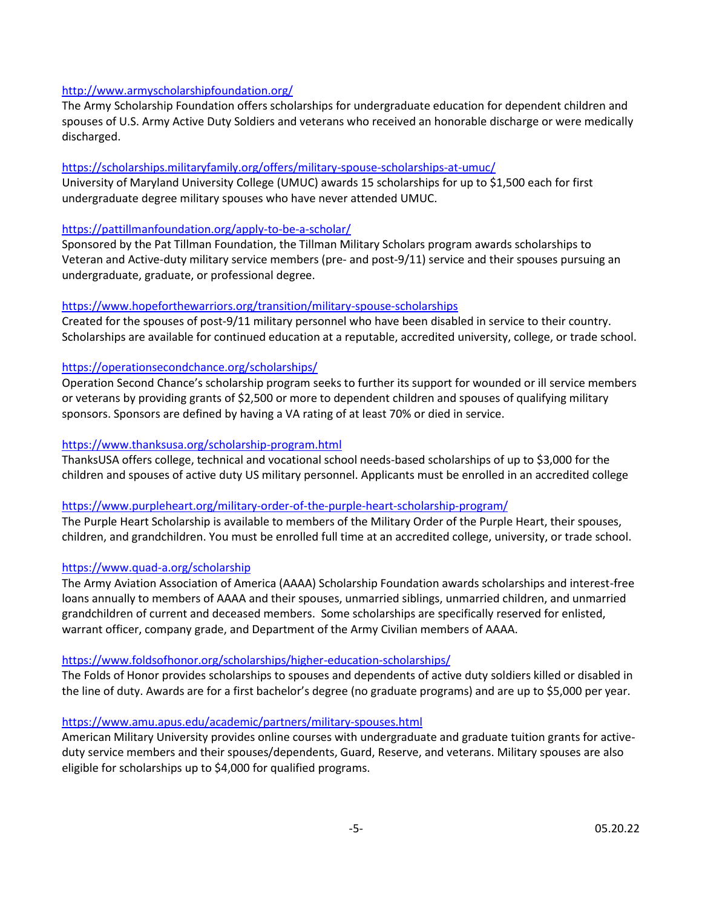http://www.armyscholarshipfoundation.org/
The Army Scholarship Foundation offers scholarships for undergraduate education for dependent children and spouses of U.S. Army Active Duty Soldiers and veterans who received an honorable discharge or were medically discharged.

https://scholarships.militaryfamily.org/offers/military-spouse-scholarships-at-umuc/
University of Maryland University College (UMUC) awards 15 scholarships for up to $1,500 each for first undergraduate degree military spouses who have never attended UMUC.

https://pattillmanfoundation.org/apply-to-be-a-scholar/
Sponsored by the Pat Tillman Foundation, the Tillman Military Scholars program awards scholarships to Veteran and Active-duty military service members (pre- and post-9/11) service and their spouses pursuing an undergraduate, graduate, or professional degree.

https://www.hopeforthewarriors.org/transition/military-spouse-scholarships
Created for the spouses of post-9/11 military personnel who have been disabled in service to their country. Scholarships are available for continued education at a reputable, accredited university, college, or trade school.

https://operationsecondchance.org/scholarships/
Operation Second Chance's scholarship program seeks to further its support for wounded or ill service members or veterans by providing grants of $2,500 or more to dependent children and spouses of qualifying military sponsors. Sponsors are defined by having a VA rating of at least 70% or died in service.

https://www.thanksusa.org/scholarship-program.html
ThanksUSA offers college, technical and vocational school needs-based scholarships of up to $3,000 for the children and spouses of active duty US military personnel. Applicants must be enrolled in an accredited college

https://www.purpleheart.org/military-order-of-the-purple-heart-scholarship-program/
The Purple Heart Scholarship is available to members of the Military Order of the Purple Heart, their spouses, children, and grandchildren. You must be enrolled full time at an accredited college, university, or trade school.

https://www.quad-a.org/scholarship
The Army Aviation Association of America (AAAA) Scholarship Foundation awards scholarships and interest-free loans annually to members of AAAA and their spouses, unmarried siblings, unmarried children, and unmarried grandchildren of current and deceased members. Some scholarships are specifically reserved for enlisted, warrant officer, company grade, and Department of the Army Civilian members of AAAA.

https://www.foldsofhonor.org/scholarships/higher-education-scholarships/
The Folds of Honor provides scholarships to spouses and dependents of active duty soldiers killed or disabled in the line of duty. Awards are for a first bachelor's degree (no graduate programs) and are up to $5,000 per year.

https://www.amu.apus.edu/academic/partners/military-spouses.html
American Military University provides online courses with undergraduate and graduate tuition grants for active-duty service members and their spouses/dependents, Guard, Reserve, and veterans. Military spouses are also eligible for scholarships up to $4,000 for qualified programs.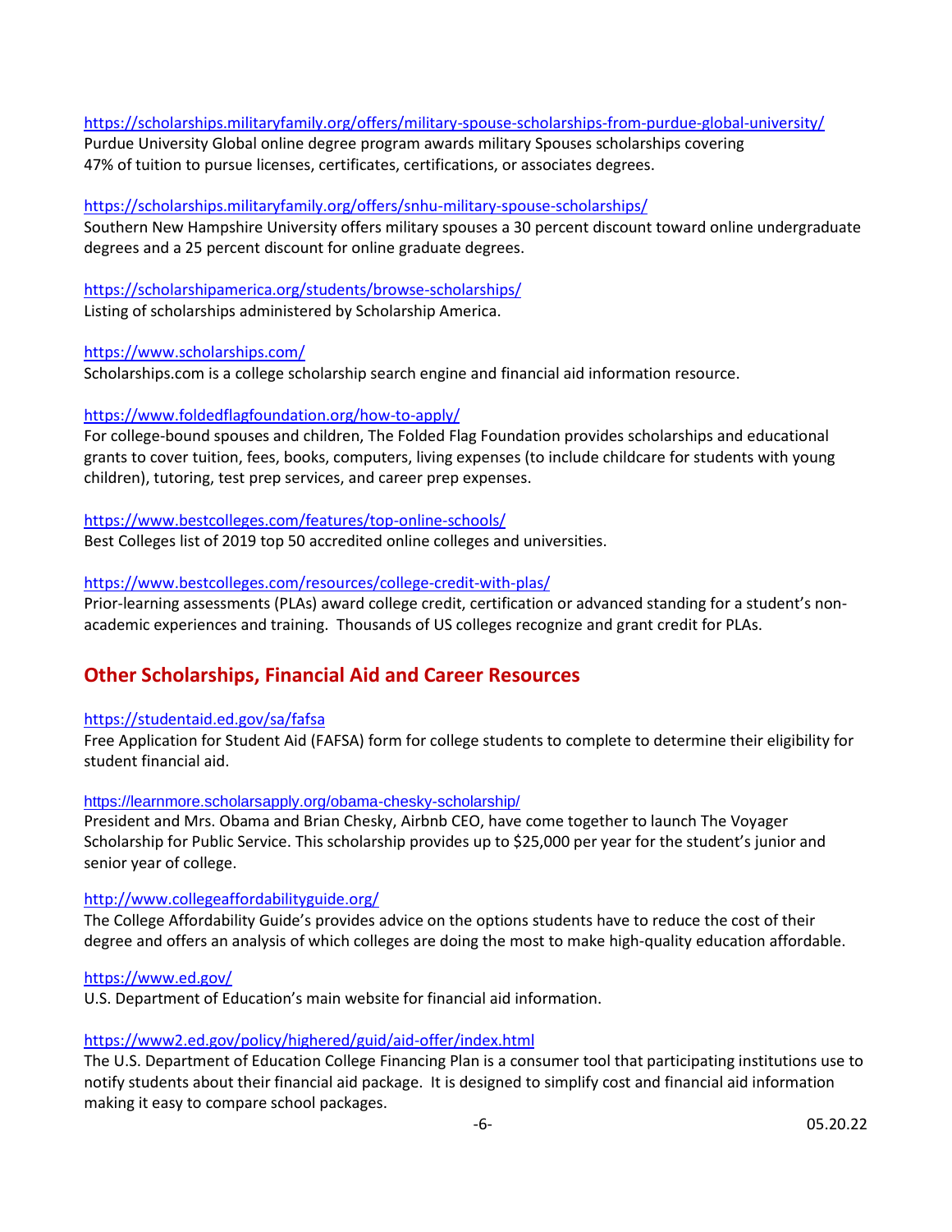https://scholarships.militaryfamily.org/offers/military-spouse-scholarships-from-purdue-global-university/
Purdue University Global online degree program awards military Spouses scholarships covering 47% of tuition to pursue licenses, certificates, certifications, or associates degrees.

https://scholarships.militaryfamily.org/offers/snhu-military-spouse-scholarships/
Southern New Hampshire University offers military spouses a 30 percent discount toward online undergraduate degrees and a 25 percent discount for online graduate degrees.

https://scholarshipamerica.org/students/browse-scholarships/
Listing of scholarships administered by Scholarship America.

https://www.scholarships.com/
Scholarships.com is a college scholarship search engine and financial aid information resource.

https://www.foldedflagfoundation.org/how-to-apply/
For college-bound spouses and children, The Folded Flag Foundation provides scholarships and educational grants to cover tuition, fees, books, computers, living expenses (to include childcare for students with young children), tutoring, test prep services, and career prep expenses.

https://www.bestcolleges.com/features/top-online-schools/
Best Colleges list of 2019 top 50 accredited online colleges and universities.

https://www.bestcolleges.com/resources/college-credit-with-plas/
Prior-learning assessments (PLAs) award college credit, certification or advanced standing for a student's non-academic experiences and training. Thousands of US colleges recognize and grant credit for PLAs.

## Other Scholarships, Financial Aid and Career Resources

https://studentaid.ed.gov/sa/fafsa
Free Application for Student Aid (FAFSA) form for college students to complete to determine their eligibility for student financial aid.

https://learnmore.scholarsapply.org/obama-chesky-scholarship/
President and Mrs. Obama and Brian Chesky, Airbnb CEO, have come together to launch The Voyager Scholarship for Public Service. This scholarship provides up to $25,000 per year for the student's junior and senior year of college.

http://www.collegeaffordabilityguide.org/
The College Affordability Guide's provides advice on the options students have to reduce the cost of their degree and offers an analysis of which colleges are doing the most to make high-quality education affordable.

https://www.ed.gov/
U.S. Department of Education's main website for financial aid information.

https://www2.ed.gov/policy/highered/guid/aid-offer/index.html
The U.S. Department of Education College Financing Plan is a consumer tool that participating institutions use to notify students about their financial aid package. It is designed to simplify cost and financial aid information making it easy to compare school packages.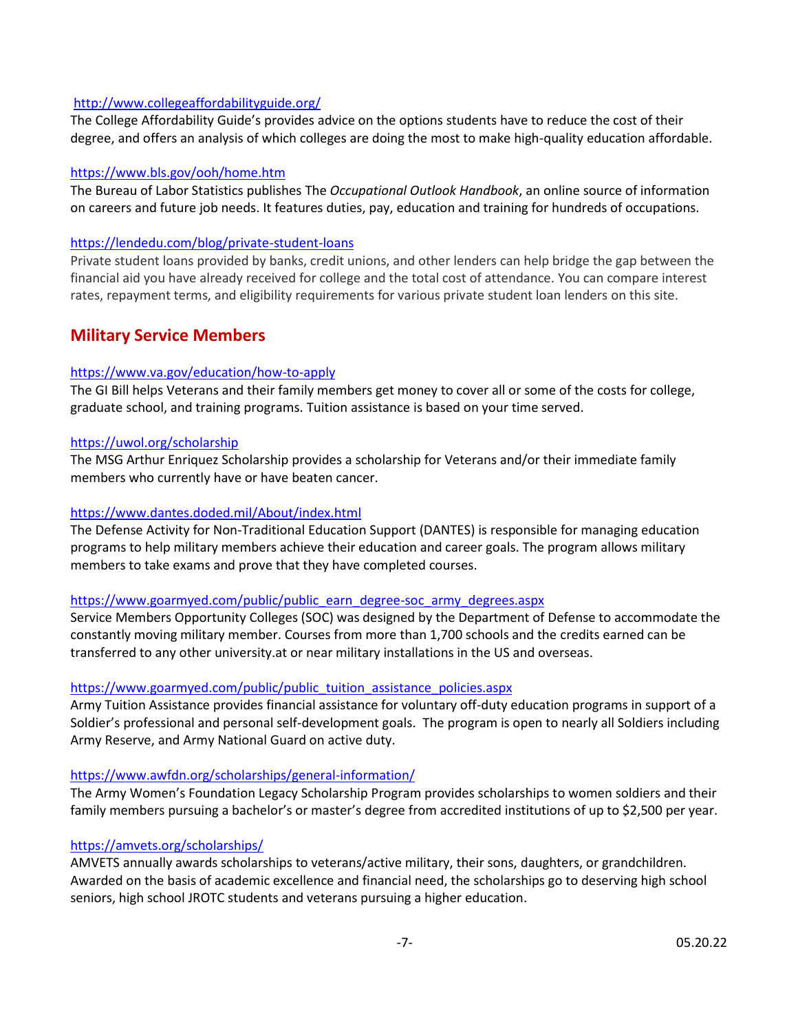http://www.collegeaffordabilityguide.org/

The College Affordability Guide's provides advice on the options students have to reduce the cost of their degree, and offers an analysis of which colleges are doing the most to make high-quality education affordable.

https://www.bls.gov/ooh/home.htm

The Bureau of Labor Statistics publishes The *Occupational Outlook Handbook*, an online source of information on careers and future job needs. It features duties, pay, education and training for hundreds of occupations.

https://lendedu.com/blog/private-student-loans

Private student loans provided by banks, credit unions, and other lenders can help bridge the gap between the financial aid you have already received for college and the total cost of attendance. You can compare interest rates, repayment terms, and eligibility requirements for various private student loan lenders on this site.

## Military Service Members

https://www.va.gov/education/how-to-apply

The GI Bill helps Veterans and their family members get money to cover all or some of the costs for college, graduate school, and training programs. Tuition assistance is based on your time served.

https://uwol.org/scholarship

The MSG Arthur Enriquez Scholarship provides a scholarship for Veterans and/or their immediate family members who currently have or have beaten cancer.

https://www.dantes.doded.mil/About/index.html

The Defense Activity for Non-Traditional Education Support (DANTES) is responsible for managing education programs to help military members achieve their education and career goals. The program allows military members to take exams and prove that they have completed courses.

https://www.goarmyed.com/public/public_earn_degree-soc_army_degrees.aspx

Service Members Opportunity Colleges (SOC) was designed by the Department of Defense to accommodate the constantly moving military member. Courses from more than 1,700 schools and the credits earned can be transferred to any other university.at or near military installations in the US and overseas.

https://www.goarmyed.com/public/public_tuition_assistance_policies.aspx

Army Tuition Assistance provides financial assistance for voluntary off-duty education programs in support of a Soldier's professional and personal self-development goals. The program is open to nearly all Soldiers including Army Reserve, and Army National Guard on active duty.

https://www.awfdn.org/scholarships/general-information/

The Army Women's Foundation Legacy Scholarship Program provides scholarships to women soldiers and their family members pursuing a bachelor's or master's degree from accredited institutions of up to $2,500 per year.

https://amvets.org/scholarships/

AMVETS annually awards scholarships to veterans/active military, their sons, daughters, or grandchildren. Awarded on the basis of academic excellence and financial need, the scholarships go to deserving high school seniors, high school JROTC students and veterans pursuing a higher education.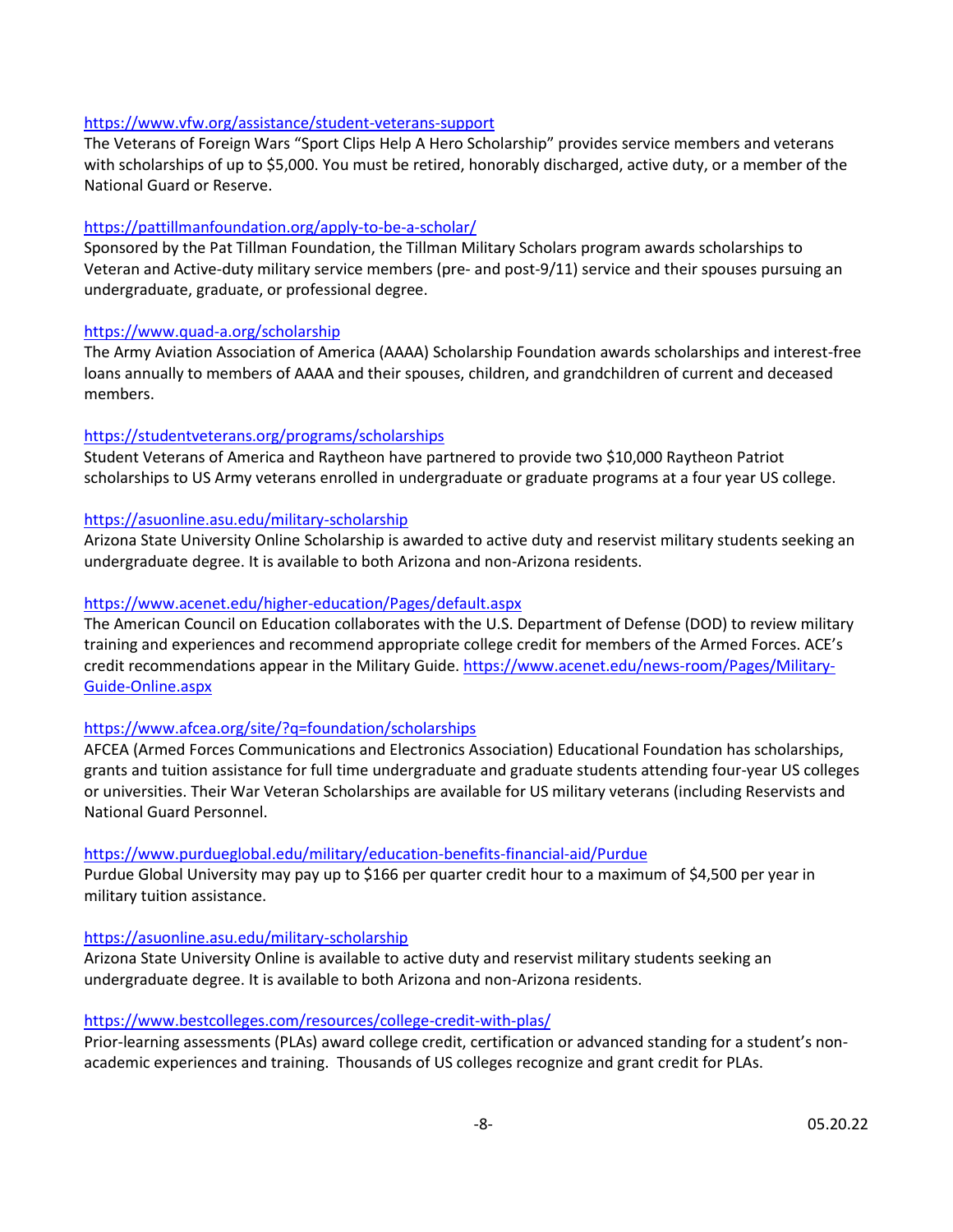https://www.vfw.org/assistance/student-veterans-support
The Veterans of Foreign Wars "Sport Clips Help A Hero Scholarship" provides service members and veterans with scholarships of up to $5,000. You must be retired, honorably discharged, active duty, or a member of the National Guard or Reserve.

https://pattillmanfoundation.org/apply-to-be-a-scholar/
Sponsored by the Pat Tillman Foundation, the Tillman Military Scholars program awards scholarships to Veteran and Active-duty military service members (pre- and post-9/11) service and their spouses pursuing an undergraduate, graduate, or professional degree.

https://www.quad-a.org/scholarship
The Army Aviation Association of America (AAAA) Scholarship Foundation awards scholarships and interest-free loans annually to members of AAAA and their spouses, children, and grandchildren of current and deceased members.

https://studentveterans.org/programs/scholarships
Student Veterans of America and Raytheon have partnered to provide two $10,000 Raytheon Patriot scholarships to US Army veterans enrolled in undergraduate or graduate programs at a four year US college.

https://asuonline.asu.edu/military-scholarship
Arizona State University Online Scholarship is awarded to active duty and reservist military students seeking an undergraduate degree. It is available to both Arizona and non-Arizona residents.

https://www.acenet.edu/higher-education/Pages/default.aspx
The American Council on Education collaborates with the U.S. Department of Defense (DOD) to review military training and experiences and recommend appropriate college credit for members of the Armed Forces. ACE's credit recommendations appear in the Military Guide. https://www.acenet.edu/news-room/Pages/Military-Guide-Online.aspx

https://www.afcea.org/site/?q=foundation/scholarships
AFCEA (Armed Forces Communications and Electronics Association) Educational Foundation has scholarships, grants and tuition assistance for full time undergraduate and graduate students attending four-year US colleges or universities. Their War Veteran Scholarships are available for US military veterans (including Reservists and National Guard Personnel.

https://www.purdueglobal.edu/military/education-benefits-financial-aid/Purdue
Purdue Global University may pay up to $166 per quarter credit hour to a maximum of $4,500 per year in military tuition assistance.

https://asuonline.asu.edu/military-scholarship
Arizona State University Online is available to active duty and reservist military students seeking an undergraduate degree. It is available to both Arizona and non-Arizona residents.

https://www.bestcolleges.com/resources/college-credit-with-plas/
Prior-learning assessments (PLAs) award college credit, certification or advanced standing for a student's non-academic experiences and training. Thousands of US colleges recognize and grant credit for PLAs.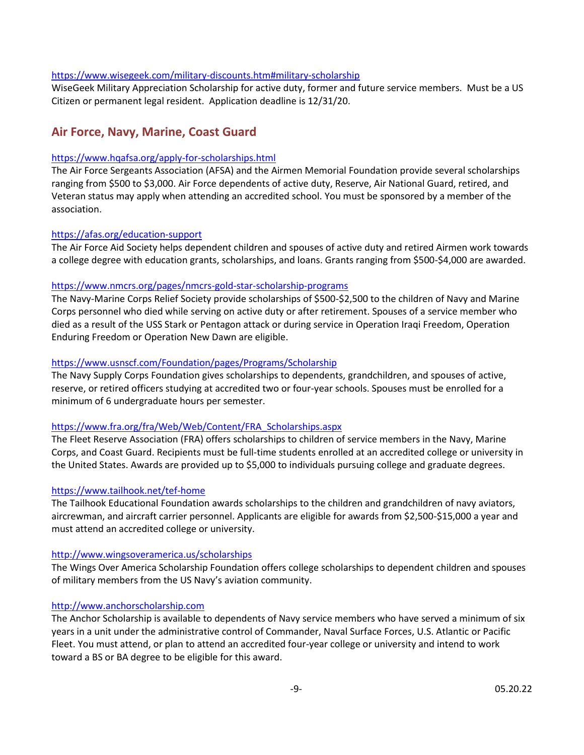https://www.wisegeek.com/military-discounts.htm#military-scholarship
WiseGeek Military Appreciation Scholarship for active duty, former and future service members. Must be a US Citizen or permanent legal resident. Application deadline is 12/31/20.

## Air Force, Navy, Marine, Coast Guard

https://www.hqafsa.org/apply-for-scholarships.html
The Air Force Sergeants Association (AFSA) and the Airmen Memorial Foundation provide several scholarships ranging from $500 to $3,000. Air Force dependents of active duty, Reserve, Air National Guard, retired, and Veteran status may apply when attending an accredited school. You must be sponsored by a member of the association.

https://afas.org/education-support
The Air Force Aid Society helps dependent children and spouses of active duty and retired Airmen work towards a college degree with education grants, scholarships, and loans. Grants ranging from $500-$4,000 are awarded.

https://www.nmcrs.org/pages/nmcrs-gold-star-scholarship-programs
The Navy-Marine Corps Relief Society provide scholarships of $500-$2,500 to the children of Navy and Marine Corps personnel who died while serving on active duty or after retirement. Spouses of a service member who died as a result of the USS Stark or Pentagon attack or during service in Operation Iraqi Freedom, Operation Enduring Freedom or Operation New Dawn are eligible.

https://www.usnscf.com/Foundation/pages/Programs/Scholarship
The Navy Supply Corps Foundation gives scholarships to dependents, grandchildren, and spouses of active, reserve, or retired officers studying at accredited two or four-year schools. Spouses must be enrolled for a minimum of 6 undergraduate hours per semester.

https://www.fra.org/fra/Web/Web/Content/FRA_Scholarships.aspx
The Fleet Reserve Association (FRA) offers scholarships to children of service members in the Navy, Marine Corps, and Coast Guard. Recipients must be full-time students enrolled at an accredited college or university in the United States. Awards are provided up to $5,000 to individuals pursuing college and graduate degrees.

https://www.tailhook.net/tef-home
The Tailhook Educational Foundation awards scholarships to the children and grandchildren of navy aviators, aircrewman, and aircraft carrier personnel. Applicants are eligible for awards from $2,500-$15,000 a year and must attend an accredited college or university.

http://www.wingsoveramerica.us/scholarships
The Wings Over America Scholarship Foundation offers college scholarships to dependent children and spouses of military members from the US Navy's aviation community.

http://www.anchorscholarship.com
The Anchor Scholarship is available to dependents of Navy service members who have served a minimum of six years in a unit under the administrative control of Commander, Naval Surface Forces, U.S. Atlantic or Pacific Fleet. You must attend, or plan to attend an accredited four-year college or university and intend to work toward a BS or BA degree to be eligible for this award.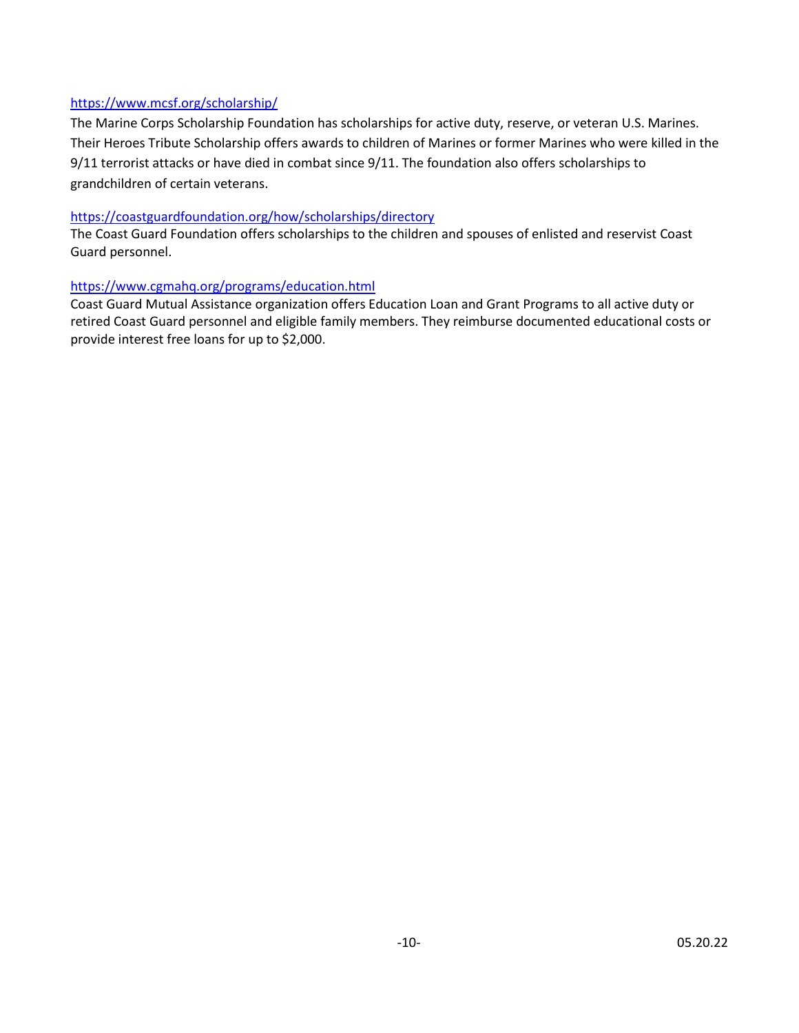https://www.mcsf.org/scholarship/

The Marine Corps Scholarship Foundation has scholarships for active duty, reserve, or veteran U.S. Marines. Their Heroes Tribute Scholarship offers awards to children of Marines or former Marines who were killed in the 9/11 terrorist attacks or have died in combat since 9/11. The foundation also offers scholarships to grandchildren of certain veterans.

https://coastguardfoundation.org/how/scholarships/directory

The Coast Guard Foundation offers scholarships to the children and spouses of enlisted and reservist Coast Guard personnel.

https://www.cgmahq.org/programs/education.html

Coast Guard Mutual Assistance organization offers Education Loan and Grant Programs to all active duty or retired Coast Guard personnel and eligible family members. They reimburse documented educational costs or provide interest free loans for up to $2,000.